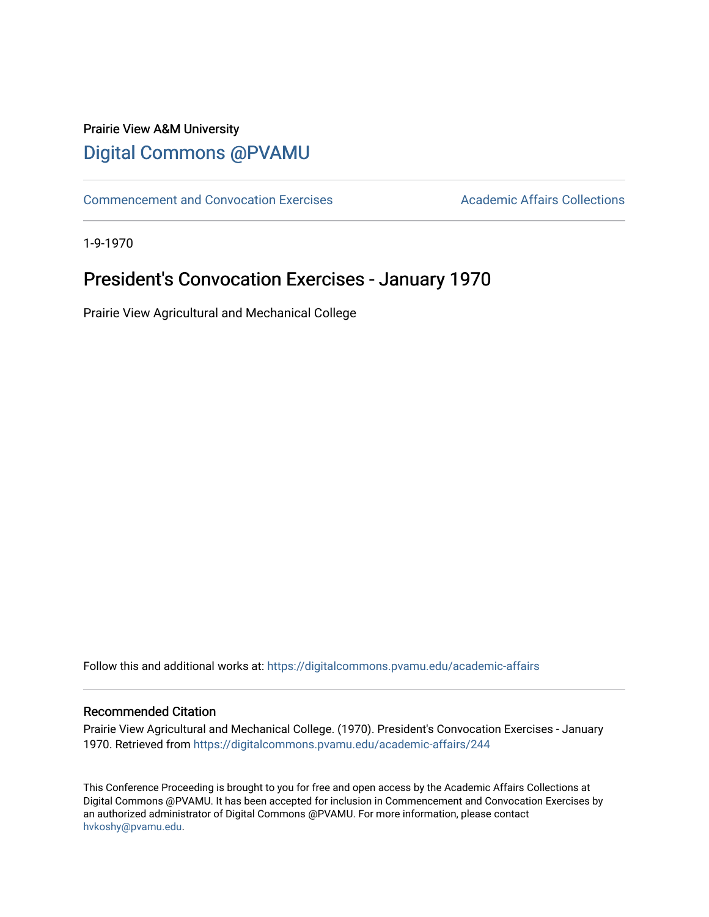Prairie View A&M University

# Digital Commons @PVAMU

Commencement and Convocation Exercises

Academic Affairs Collections

1-9-1970

## President's Convocation Exercises - January 1970

Prairie View Agricultural and Mechanical College

Follow this and additional works at: https://digitalcommons.pvamu.edu/academic-affairs

### Recommended Citation

Prairie View Agricultural and Mechanical College. (1970). President's Convocation Exercises - January 1970. Retrieved from https://digitalcommons.pvamu.edu/academic-affairs/244

This Conference Proceeding is brought to you for free and open access by the Academic Affairs Collections at Digital Commons @PVAMU. It has been accepted for inclusion in Commencement and Convocation Exercises by an authorized administrator of Digital Commons @PVAMU. For more information, please contact hvkoshy@pvamu.edu.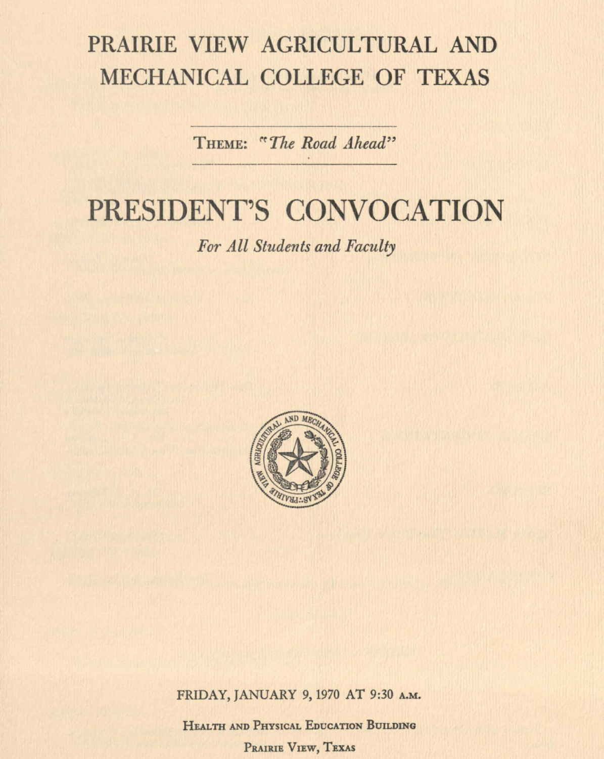# PRAIRIE VIEW AGRICULTURAL AND MECHANICAL COLLEGE OF TEXAS

THEME: *"The Road Ahead"*

# PRESIDENT'S CONVOCATION

*For All Students and Faculty*

FRIDAY, JANUARY 9, 1970 AT 9:30 A.M.

HEALTH AND PHYSICAL EDUCATION BUILDING

PRAIRIE VIEW, TEXAS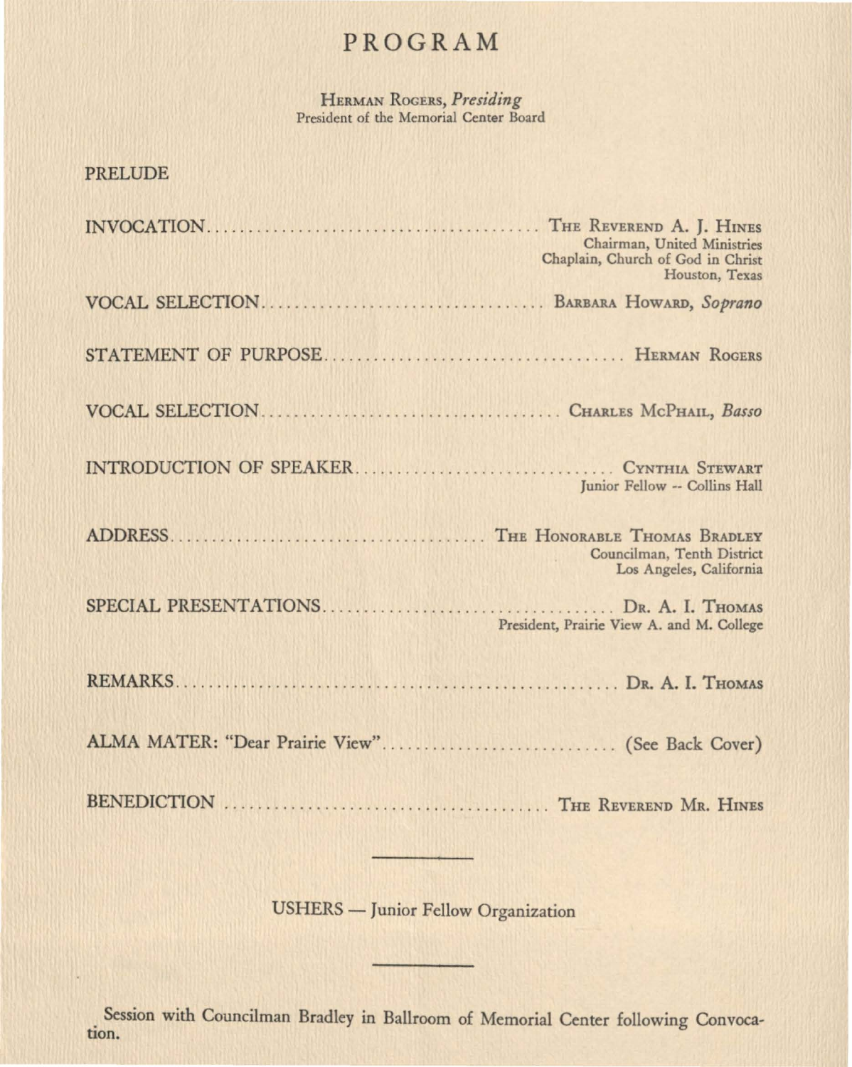# PROGRAM

HERMAN ROGERS, *Presiding*
President of the Memorial Center Board

PRELUDE

INVOCATION........................................ THE REVEREND A. J. HINES
Chairman, United Ministries
Chaplain, Church of God in Christ
Houston, Texas

VOCAL SELECTION.................................. BARBARA HOWARD, *Soprano*

STATEMENT OF PURPOSE.................................. HERMAN ROGERS

VOCAL SELECTION.................................. CHARLES MCPHAIL, *Basso*

INTRODUCTION OF SPEAKER.............................. CYNTHIA STEWART
Junior Fellow -- Collins Hall

ADDRESS.................................... THE HONORABLE THOMAS BRADLEY
Councilman, Tenth District
Los Angeles, California

SPECIAL PRESENTATIONS................................ DR. A. I. THOMAS
President, Prairie View A. and M. College

REMARKS................................................ DR. A. I. THOMAS

ALMA MATER: "Dear Prairie View"........................... (See Back Cover)

BENEDICTION ........................................ THE REVEREND MR. HINES

---

USHERS — Junior Fellow Organization

---

Session with Councilman Bradley in Ballroom of Memorial Center following Convocation.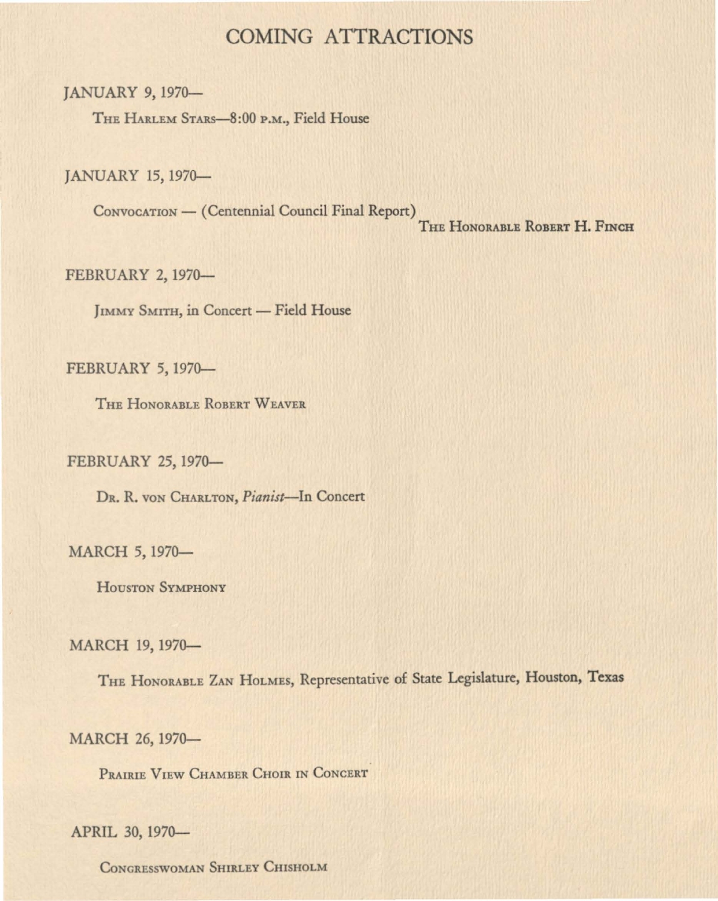# COMING ATTRACTIONS

JANUARY 9, 1970—

THE HARLEM STARS—8:00 P.M., Field House

JANUARY 15, 1970—

CONVOCATION — (Centennial Council Final Report)
THE HONORABLE ROBERT H. FINCH

FEBRUARY 2, 1970—

JIMMY SMITH, in Concert — Field House

FEBRUARY 5, 1970—

THE HONORABLE ROBERT WEAVER

FEBRUARY 25, 1970—

DR. R. VON CHARLTON, *Pianist*—In Concert

MARCH 5, 1970—

HOUSTON SYMPHONY

MARCH 19, 1970—

THE HONORABLE ZAN HOLMES, Representative of State Legislature, Houston, Texas

MARCH 26, 1970—

PRAIRIE VIEW CHAMBER CHOIR IN CONCERT

APRIL 30, 1970—

CONGRESSWOMAN SHIRLEY CHISHOLM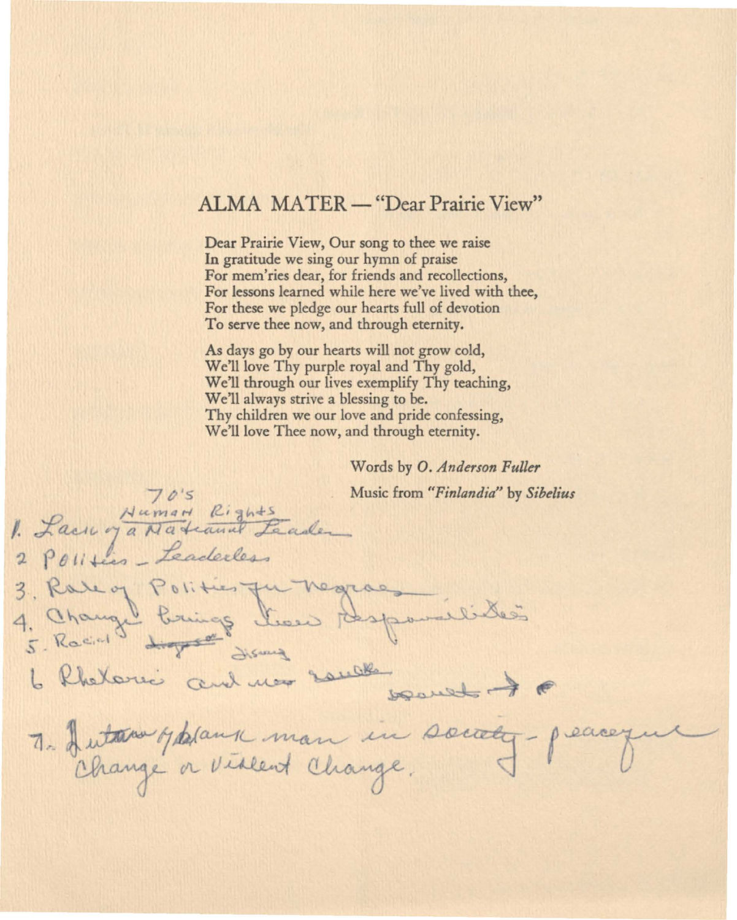## ALMA MATER — "Dear Prairie View"

Dear Prairie View, Our song to thee we raise
In gratitude we sing our hymn of praise
For mem'ries dear, for friends and recollections,
For lessons learned while here we've lived with thee,
For these we pledge our hearts full of devotion
To serve thee now, and through eternity.

As days go by our hearts will not grow cold,
We'll love Thy purple royal and Thy gold,
We'll through our lives exemplify Thy teaching,
We'll always strive a blessing to be.
Thy children we our love and pride confessing,
We'll love Thee now, and through eternity.

Words by *O. Anderson Fuller*
Music from *"Finlandia"* by *Sibelius*

70's
Human Rights
1. Lack of a National Leader
2 Politics - Leaderless
3. Role of Politics for Negroes
4. Change brings New Responsibilities
5. Racial ~~dispute~~ issues
6 Rhetoric and new sounds → e
7. Future of black man in Society - peaceful change or violent change.